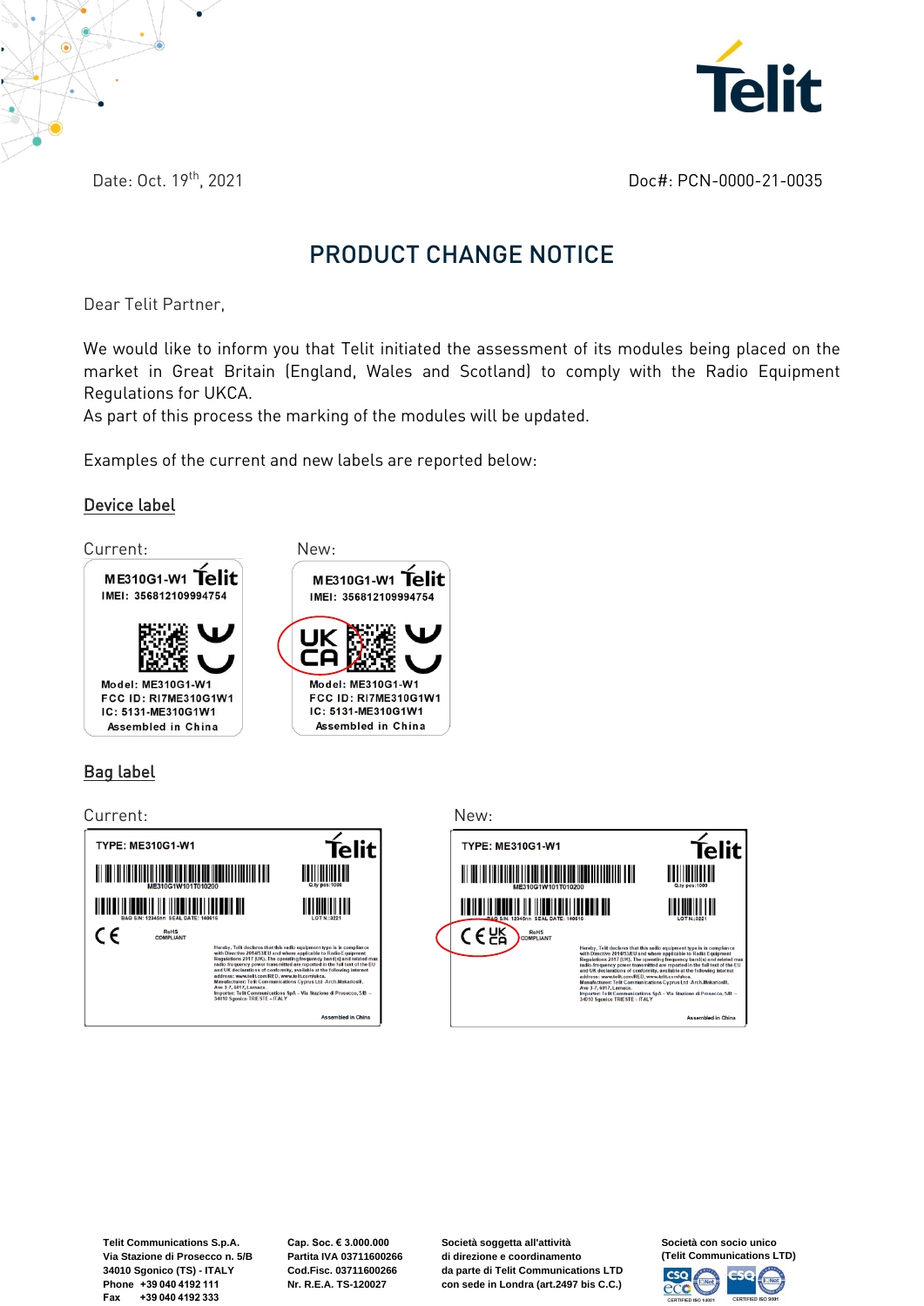Date: Oct. 19th, 2021

Doc#: PCN-0000-21-0035

# PRODUCT CHANGE NOTICE

Dear Telit Partner,

We would like to inform you that Telit initiated the assessment of its modules being placed on the market in Great Britain (England, Wales and Scotland) to comply with the Radio Equipment Regulations for UKCA.
As part of this process the marking of the modules will be updated.

Examples of the current and new labels are reported below:

## Device label

Current:

ME310G1-W1 Telit
IMEI: 356812109994754
Model: ME310G1-W1
FCC ID: RI7ME310G1W1
IC: 5131-ME310G1W1
Assembled in China

New:

ME310G1-W1 Telit
IMEI: 356812109994754
UK CA
Model: ME310G1-W1
FCC ID: RI7ME310G1W1
IC: 5131-ME310G1W1
Assembled in China

## Bag label

Current:

TYPE: ME310G1-W1

New:

TYPE: ME310G1-W1

Telit Communications S.p.A.
Via Stazione di Prosecco n. 5/B
34010 Sgonico (TS) - ITALY
Phone +39 040 4192 111
Fax +39 040 4192 333

Cap. Soc. € 3.000.000
Partita IVA 03711600266
Cod.Fisc. 03711600266
Nr. R.E.A. TS-120027

Società soggetta all'attività
di direzione e coordinamento
da parte di Telit Communications LTD
con sede in Londra (art.2497 bis C.C.)

Società con socio unico
(Telit Communications LTD)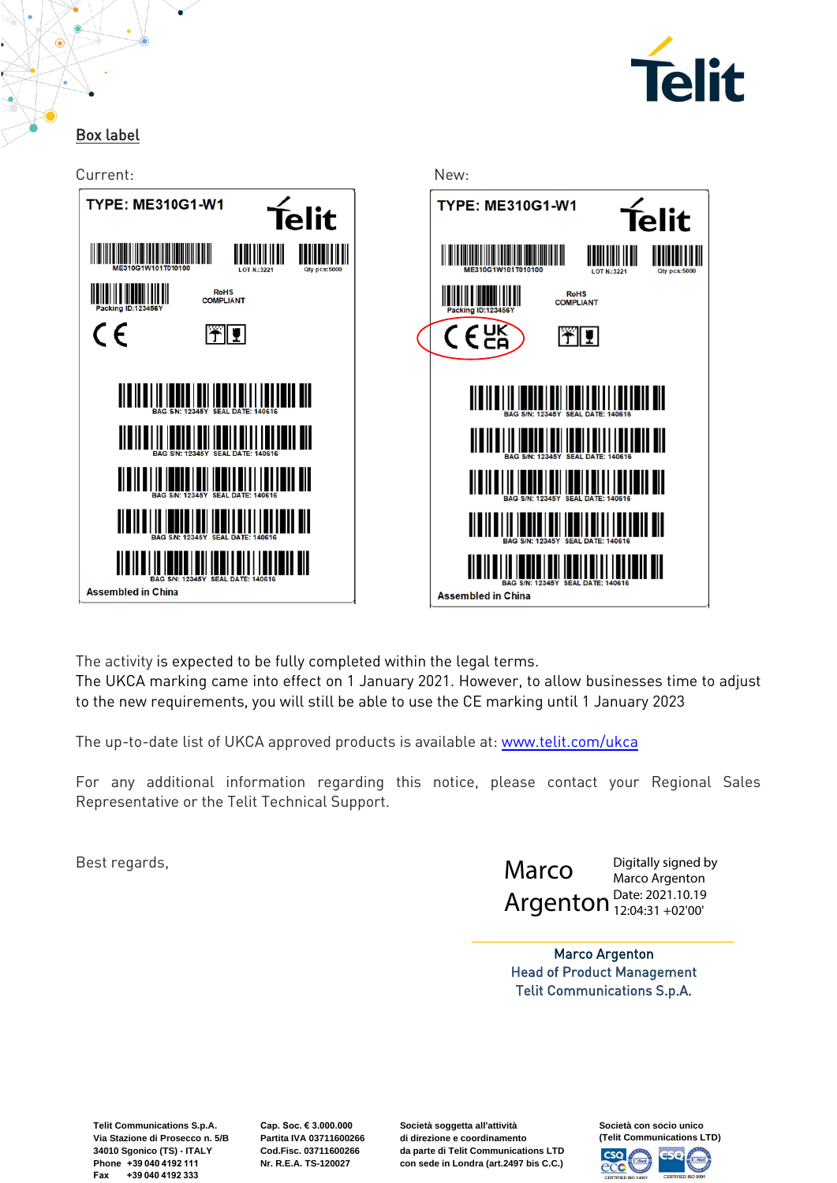Box label

Current:

TYPE: ME310G1-W1

ME310G1W101T010100

LOT N.:3221

Qty pcs:5000

Packing ID:123456Y

RoHS COMPLIANT

BAG S/N: 12345Y SEAL DATE: 140616

BAG S/N: 12345Y SEAL DATE: 140616

BAG S/N: 12345Y SEAL DATE: 140616

BAG S/N: 12345Y SEAL DATE: 140616

BAG S/N: 12345Y SEAL DATE: 140616

Assembled in China

New:

TYPE: ME310G1-W1

ME310G1W101T010100

LOT N.:3221

Qty pcs:5000

Packing ID:123456Y

RoHS COMPLIANT

BAG S/N: 12345Y SEAL DATE: 140616

BAG S/N: 12345Y SEAL DATE: 140616

BAG S/N: 12345Y SEAL DATE: 140616

BAG S/N: 12345Y SEAL DATE: 140616

BAG S/N: 12345Y SEAL DATE: 140616

Assembled in China

The activity is expected to be fully completed within the legal terms.
The UKCA marking came into effect on 1 January 2021. However, to allow businesses time to adjust to the new requirements, you will still be able to use the CE marking until 1 January 2023

The up-to-date list of UKCA approved products is available at: [www.telit.com/ukca](http://www.telit.com/ukca)

For any additional information regarding this notice, please contact your Regional Sales Representative or the Telit Technical Support.

Best regards,

Marco Argenton

Digitally signed by Marco Argenton
Date: 2021.10.19 12:04:31 +02'00'

Marco Argenton
Head of Product Management
Telit Communications S.p.A.

Telit Communications S.p.A.
Via Stazione di Prosecco n. 5/B
34010 Sgonico (TS) - ITALY
Phone +39 040 4192 111
Fax +39 040 4192 333

Cap. Soc. € 3.000.000
Partita IVA 03711600266
Cod.Fisc. 03711600266
Nr. R.E.A. TS-120027

Società soggetta all'attività di direzione e coordinamento da parte di Telit Communications LTD con sede in Londra (art.2497 bis C.C.)

Società con socio unico (Telit Communications LTD)